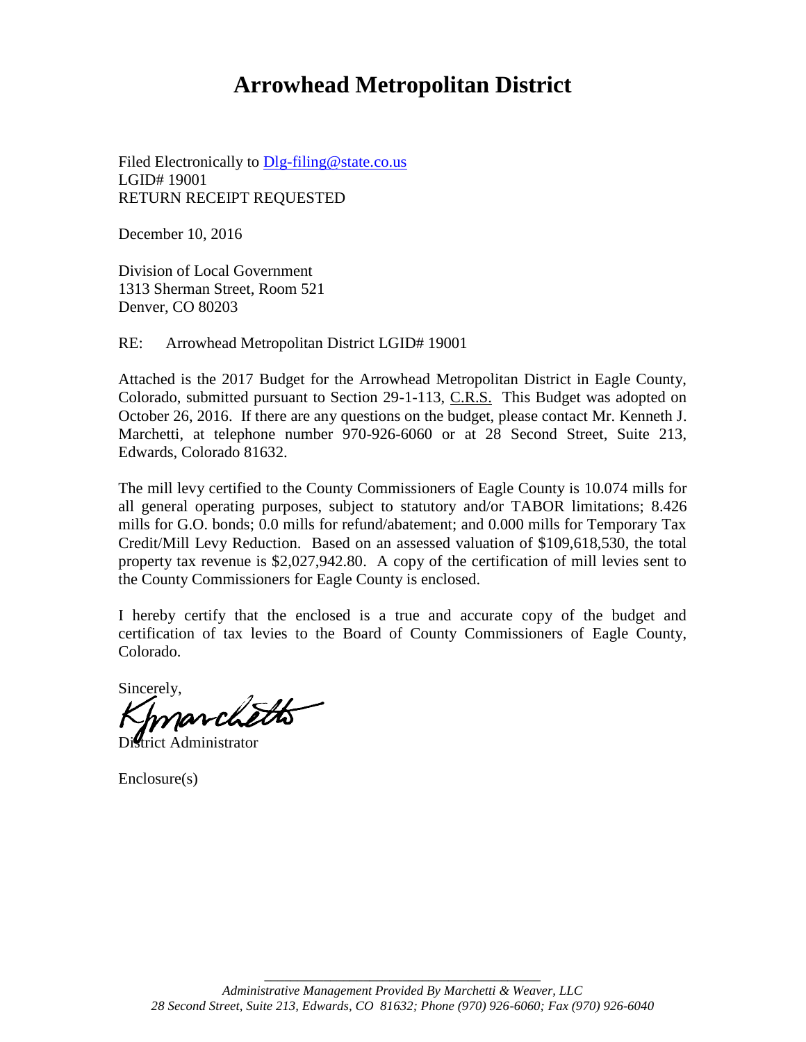# Arrowhead Metropolitan District

Filed Electronically to [Dlg-filing@state.co.us](mailto:Dlg-filing@state.co.us)
LGID# 19001
RETURN RECEIPT REQUESTED

December 10, 2016

Division of Local Government
1313 Sherman Street, Room 521
Denver, CO 80203

RE: Arrowhead Metropolitan District LGID# 19001

Attached is the 2017 Budget for the Arrowhead Metropolitan District in Eagle County, Colorado, submitted pursuant to Section 29-1-113, C.R.S. This Budget was adopted on October 26, 2016. If there are any questions on the budget, please contact Mr. Kenneth J. Marchetti, at telephone number 970-926-6060 or at 28 Second Street, Suite 213, Edwards, Colorado 81632.

The mill levy certified to the County Commissioners of Eagle County is 10.074 mills for all general operating purposes, subject to statutory and/or TABOR limitations; 8.426 mills for G.O. bonds; 0.0 mills for refund/abatement; and 0.000 mills for Temporary Tax Credit/Mill Levy Reduction. Based on an assessed valuation of $109,618,530, the total property tax revenue is $2,027,942.80. A copy of the certification of mill levies sent to the County Commissioners for Eagle County is enclosed.

I hereby certify that the enclosed is a true and accurate copy of the budget and certification of tax levies to the Board of County Commissioners of Eagle County, Colorado.

Sincerely,

K Marchetti

District Administrator

Enclosure(s)

*Administrative Management Provided By Marchetti & Weaver, LLC*
*28 Second Street, Suite 213, Edwards, CO 81632; Phone (970) 926-6060; Fax (970) 926-6040*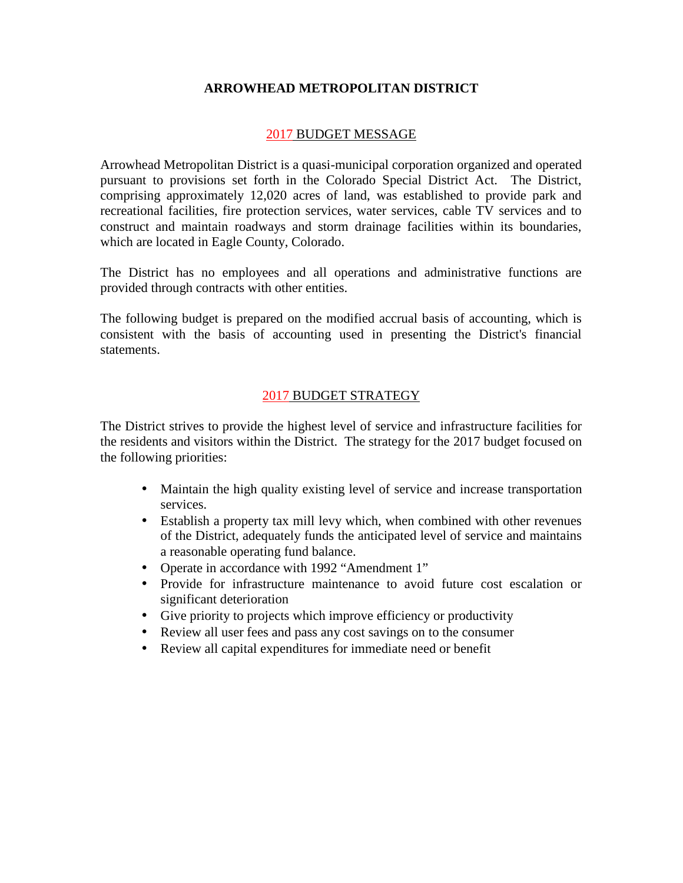# ARROWHEAD METROPOLITAN DISTRICT

## 2017 BUDGET MESSAGE

Arrowhead Metropolitan District is a quasi-municipal corporation organized and operated pursuant to provisions set forth in the Colorado Special District Act. The District, comprising approximately 12,020 acres of land, was established to provide park and recreational facilities, fire protection services, water services, cable TV services and to construct and maintain roadways and storm drainage facilities within its boundaries, which are located in Eagle County, Colorado.

The District has no employees and all operations and administrative functions are provided through contracts with other entities.

The following budget is prepared on the modified accrual basis of accounting, which is consistent with the basis of accounting used in presenting the District's financial statements.

## 2017 BUDGET STRATEGY

The District strives to provide the highest level of service and infrastructure facilities for the residents and visitors within the District. The strategy for the 2017 budget focused on the following priorities:

- Maintain the high quality existing level of service and increase transportation services.
- Establish a property tax mill levy which, when combined with other revenues of the District, adequately funds the anticipated level of service and maintains a reasonable operating fund balance.
- Operate in accordance with 1992 "Amendment 1"
- Provide for infrastructure maintenance to avoid future cost escalation or significant deterioration
- Give priority to projects which improve efficiency or productivity
- Review all user fees and pass any cost savings on to the consumer
- Review all capital expenditures for immediate need or benefit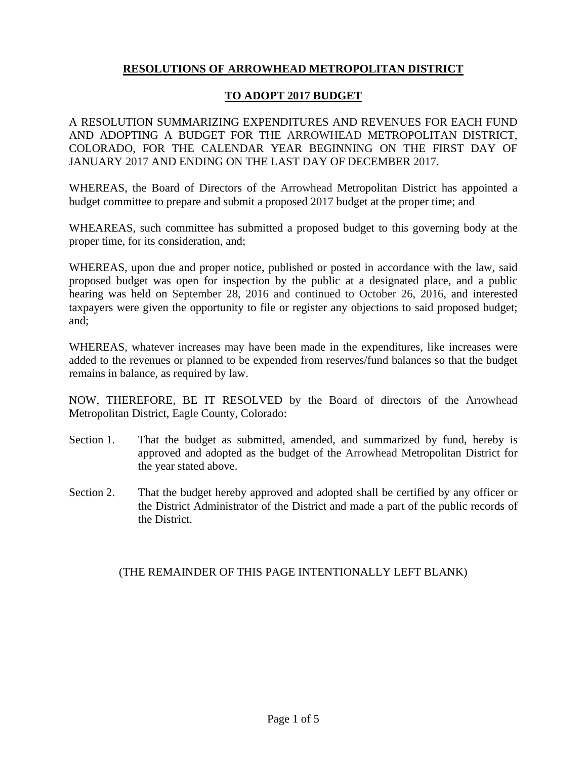# RESOLUTIONS OF ARROWHEAD METROPOLITAN DISTRICT

## TO ADOPT 2017 BUDGET

A RESOLUTION SUMMARIZING EXPENDITURES AND REVENUES FOR EACH FUND AND ADOPTING A BUDGET FOR THE ARROWHEAD METROPOLITAN DISTRICT, COLORADO, FOR THE CALENDAR YEAR BEGINNING ON THE FIRST DAY OF JANUARY 2017 AND ENDING ON THE LAST DAY OF DECEMBER 2017.

WHEREAS, the Board of Directors of the Arrowhead Metropolitan District has appointed a budget committee to prepare and submit a proposed 2017 budget at the proper time; and

WHEAREAS, such committee has submitted a proposed budget to this governing body at the proper time, for its consideration, and;

WHEREAS, upon due and proper notice, published or posted in accordance with the law, said proposed budget was open for inspection by the public at a designated place, and a public hearing was held on September 28, 2016 and continued to October 26, 2016, and interested taxpayers were given the opportunity to file or register any objections to said proposed budget; and;

WHEREAS, whatever increases may have been made in the expenditures, like increases were added to the revenues or planned to be expended from reserves/fund balances so that the budget remains in balance, as required by law.

NOW, THEREFORE, BE IT RESOLVED by the Board of directors of the Arrowhead Metropolitan District, Eagle County, Colorado:

Section 1. That the budget as submitted, amended, and summarized by fund, hereby is approved and adopted as the budget of the Arrowhead Metropolitan District for the year stated above.

Section 2. That the budget hereby approved and adopted shall be certified by any officer or the District Administrator of the District and made a part of the public records of the District.

(THE REMAINDER OF THIS PAGE INTENTIONALLY LEFT BLANK)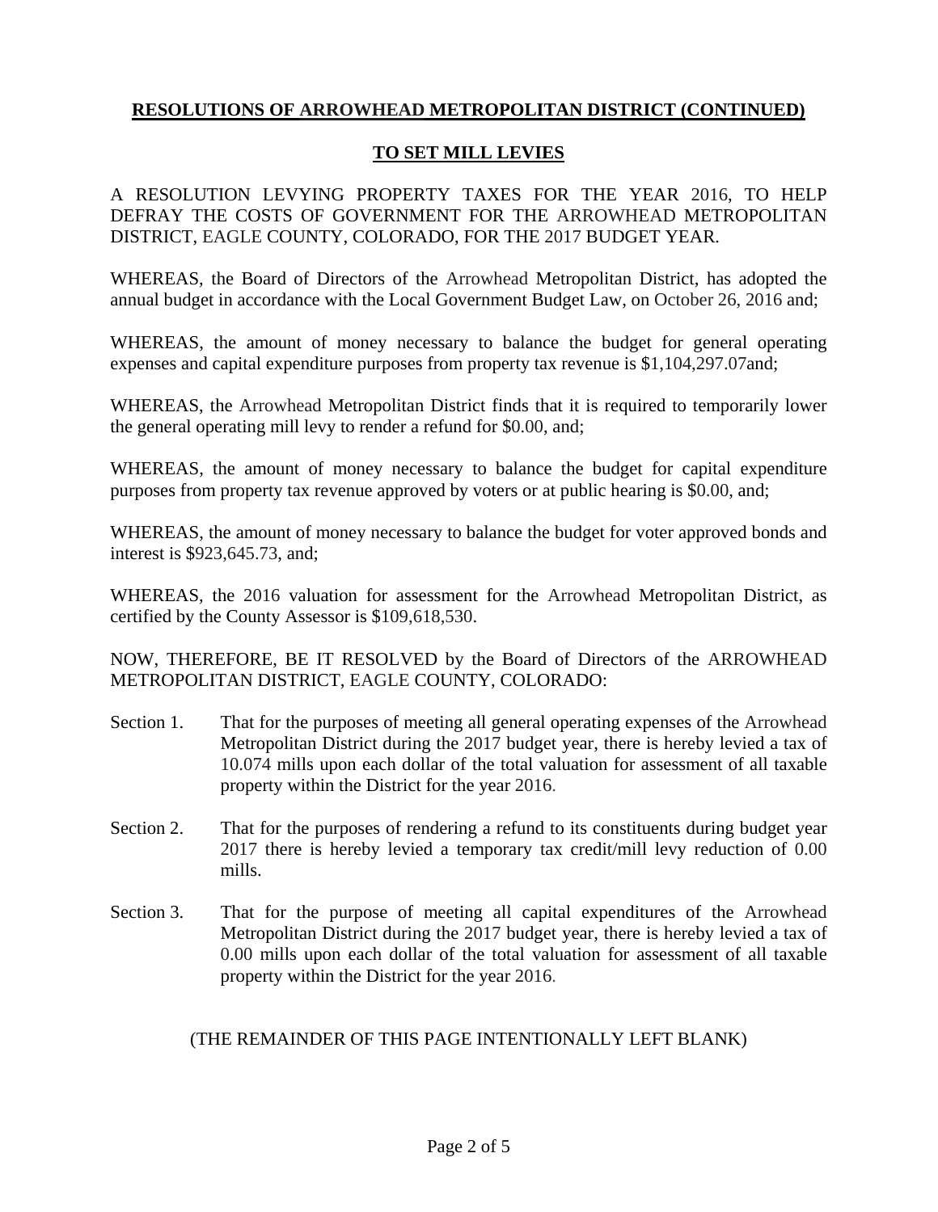**RESOLUTIONS OF ARROWHEAD METROPOLITAN DISTRICT (CONTINUED)**

**TO SET MILL LEVIES**

A RESOLUTION LEVYING PROPERTY TAXES FOR THE YEAR 2016, TO HELP DEFRAY THE COSTS OF GOVERNMENT FOR THE ARROWHEAD METROPOLITAN DISTRICT, EAGLE COUNTY, COLORADO, FOR THE 2017 BUDGET YEAR.

WHEREAS, the Board of Directors of the Arrowhead Metropolitan District, has adopted the annual budget in accordance with the Local Government Budget Law, on October 26, 2016 and;

WHEREAS, the amount of money necessary to balance the budget for general operating expenses and capital expenditure purposes from property tax revenue is $1,104,297.07and;

WHEREAS, the Arrowhead Metropolitan District finds that it is required to temporarily lower the general operating mill levy to render a refund for $0.00, and;

WHEREAS, the amount of money necessary to balance the budget for capital expenditure purposes from property tax revenue approved by voters or at public hearing is $0.00, and;

WHEREAS, the amount of money necessary to balance the budget for voter approved bonds and interest is $923,645.73, and;

WHEREAS, the 2016 valuation for assessment for the Arrowhead Metropolitan District, as certified by the County Assessor is $109,618,530.

NOW, THEREFORE, BE IT RESOLVED by the Board of Directors of the ARROWHEAD METROPOLITAN DISTRICT, EAGLE COUNTY, COLORADO:

Section 1. That for the purposes of meeting all general operating expenses of the Arrowhead Metropolitan District during the 2017 budget year, there is hereby levied a tax of 10.074 mills upon each dollar of the total valuation for assessment of all taxable property within the District for the year 2016.

Section 2. That for the purposes of rendering a refund to its constituents during budget year 2017 there is hereby levied a temporary tax credit/mill levy reduction of 0.00 mills.

Section 3. That for the purpose of meeting all capital expenditures of the Arrowhead Metropolitan District during the 2017 budget year, there is hereby levied a tax of 0.00 mills upon each dollar of the total valuation for assessment of all taxable property within the District for the year 2016.

(THE REMAINDER OF THIS PAGE INTENTIONALLY LEFT BLANK)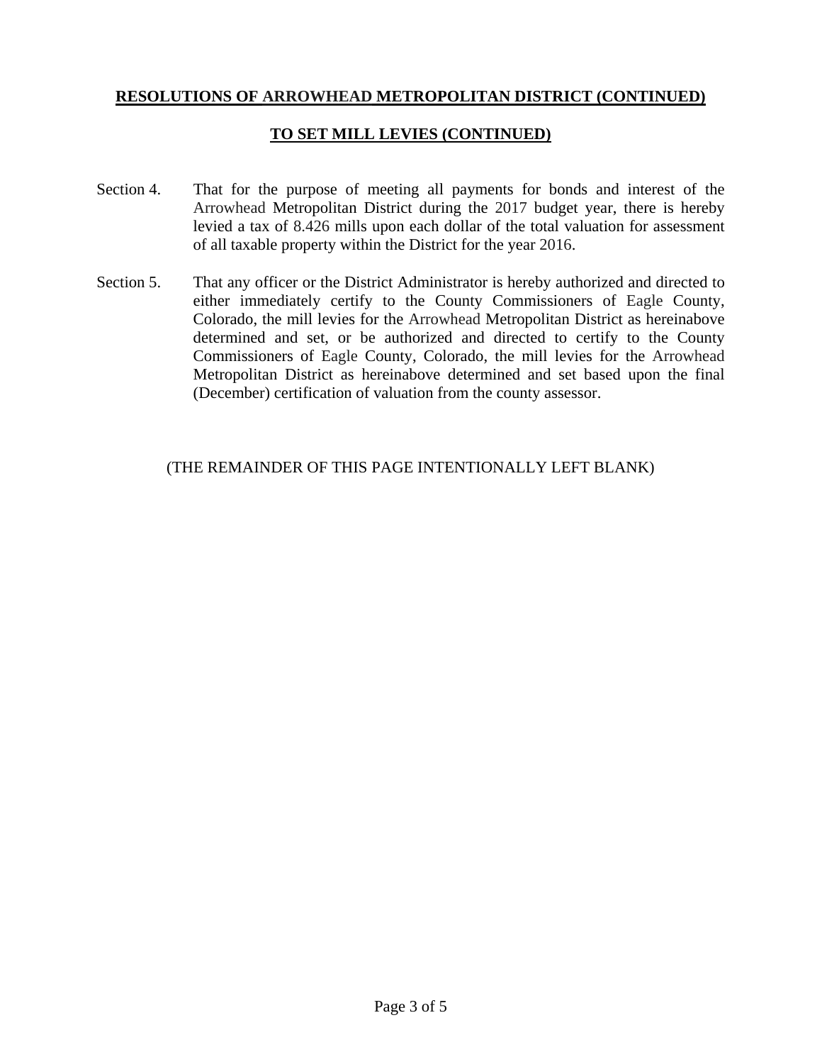**RESOLUTIONS OF ARROWHEAD METROPOLITAN DISTRICT (CONTINUED)**

**TO SET MILL LEVIES (CONTINUED)**

Section 4. That for the purpose of meeting all payments for bonds and interest of the Arrowhead Metropolitan District during the 2017 budget year, there is hereby levied a tax of 8.426 mills upon each dollar of the total valuation for assessment of all taxable property within the District for the year 2016.

Section 5. That any officer or the District Administrator is hereby authorized and directed to either immediately certify to the County Commissioners of Eagle County, Colorado, the mill levies for the Arrowhead Metropolitan District as hereinabove determined and set, or be authorized and directed to certify to the County Commissioners of Eagle County, Colorado, the mill levies for the Arrowhead Metropolitan District as hereinabove determined and set based upon the final (December) certification of valuation from the county assessor.

(THE REMAINDER OF THIS PAGE INTENTIONALLY LEFT BLANK)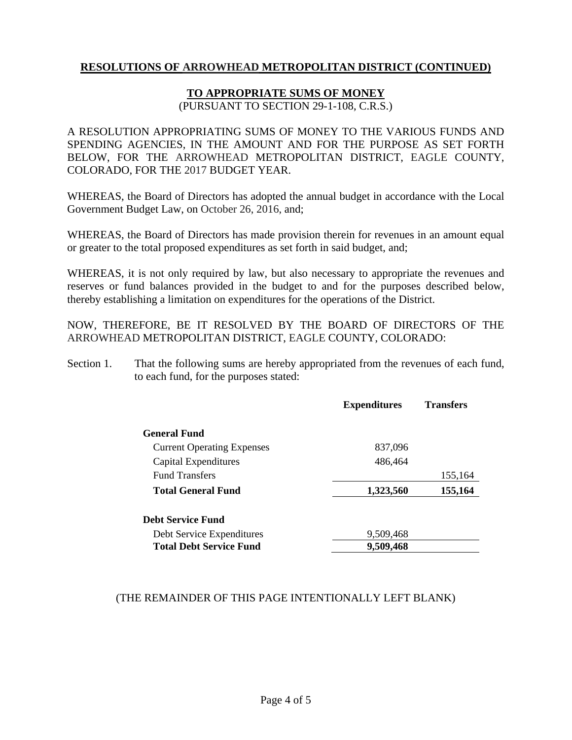## RESOLUTIONS OF ARROWHEAD METROPOLITAN DISTRICT (CONTINUED)

### TO APPROPRIATE SUMS OF MONEY

(PURSUANT TO SECTION 29-1-108, C.R.S.)

A RESOLUTION APPROPRIATING SUMS OF MONEY TO THE VARIOUS FUNDS AND SPENDING AGENCIES, IN THE AMOUNT AND FOR THE PURPOSE AS SET FORTH BELOW, FOR THE ARROWHEAD METROPOLITAN DISTRICT, EAGLE COUNTY, COLORADO, FOR THE 2017 BUDGET YEAR.

WHEREAS, the Board of Directors has adopted the annual budget in accordance with the Local Government Budget Law, on October 26, 2016, and;

WHEREAS, the Board of Directors has made provision therein for revenues in an amount equal or greater to the total proposed expenditures as set forth in said budget, and;

WHEREAS, it is not only required by law, but also necessary to appropriate the revenues and reserves or fund balances provided in the budget to and for the purposes described below, thereby establishing a limitation on expenditures for the operations of the District.

NOW, THEREFORE, BE IT RESOLVED BY THE BOARD OF DIRECTORS OF THE ARROWHEAD METROPOLITAN DISTRICT, EAGLE COUNTY, COLORADO:

Section 1. That the following sums are hereby appropriated from the revenues of each fund, to each fund, for the purposes stated:

| | Expenditures | Transfers |
|---|---|---|
| **General Fund** | | |
| Current Operating Expenses | 837,096 | |
| Capital Expenditures | 486,464 | |
| Fund Transfers | | 155,164 |
| **Total General Fund** | **1,323,560** | **155,164** |
| **Debt Service Fund** | | |
| Debt Service Expenditures | 9,509,468 | |
| **Total Debt Service Fund** | **9,509,468** | |

(THE REMAINDER OF THIS PAGE INTENTIONALLY LEFT BLANK)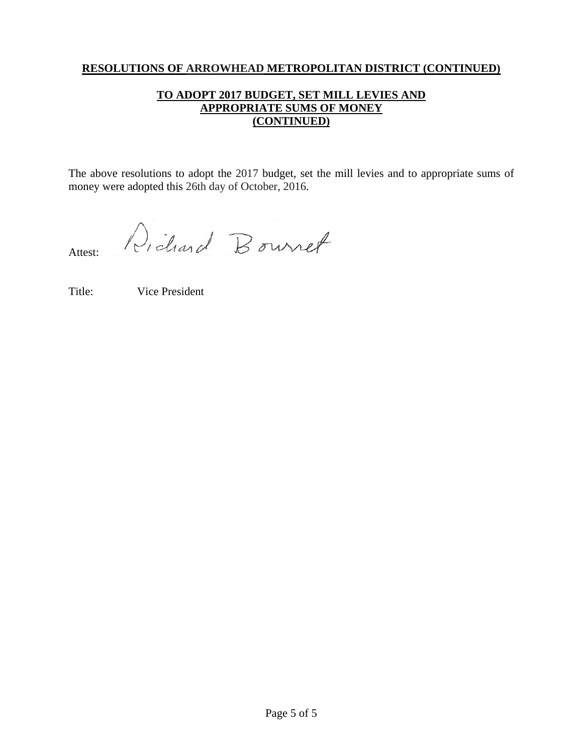**RESOLUTIONS OF ARROWHEAD METROPOLITAN DISTRICT (CONTINUED)**

**TO ADOPT 2017 BUDGET, SET MILL LEVIES AND APPROPRIATE SUMS OF MONEY (CONTINUED)**

The above resolutions to adopt the 2017 budget, set the mill levies and to appropriate sums of money were adopted this 26th day of October, 2016.

Attest: Richard Bourret

Title: Vice President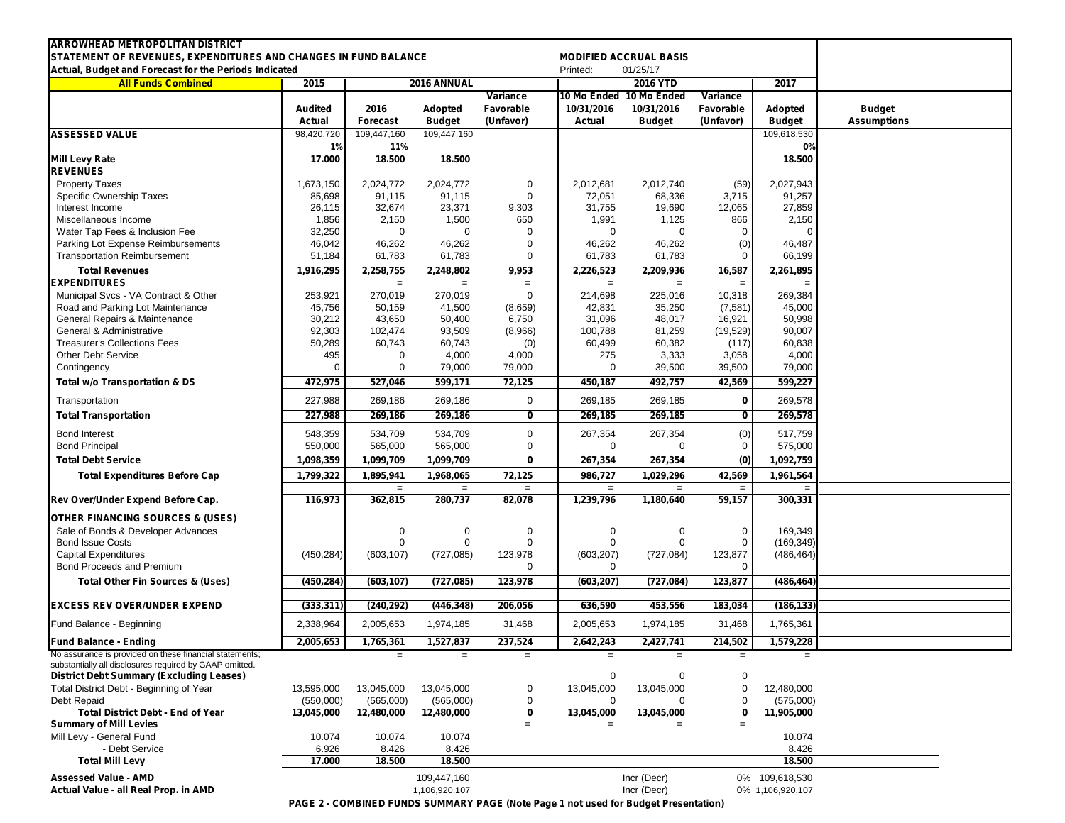**ARROWHEAD METROPOLITAN DISTRICT**
**STATEMENT OF REVENUES, EXPENDITURES AND CHANGES IN FUND BALANCE** — **MODIFIED ACCRUAL BASIS**
**Actual, Budget and Forecast for the Periods Indicated** — Printed: 01/25/17

| All Funds Combined | 2015 | 2016 ANNUAL | | | 2016 YTD | | | 2017 | |
|---|---|---|---|---|---|---|---|---|---|
| | Audited Actual | 2016 Forecast | Adopted Budget | Variance Favorable (Unfavor) | 10 Mo Ended 10/31/2016 Actual | 10 Mo Ended 10/31/2016 Budget | Variance Favorable (Unfavor) | Adopted Budget | Budget Assumptions |
| **ASSESSED VALUE** | 98,420,720 | 109,447,160 | 109,447,160 | | | | | 109,618,530 | |
| | 1% | 11% | | | | | | 0% | |
| **Mill Levy Rate** | 17.000 | 18.500 | 18.500 | | | | | 18.500 | |
| **REVENUES** | | | | | | | | | |
| Property Taxes | 1,673,150 | 2,024,772 | 2,024,772 | 0 | 2,012,681 | 2,012,740 | (59) | 2,027,943 | |
| Specific Ownership Taxes | 85,698 | 91,115 | 91,115 | 0 | 72,051 | 68,336 | 3,715 | 91,257 | |
| Interest Income | 26,115 | 32,674 | 23,371 | 9,303 | 31,755 | 19,690 | 12,065 | 27,859 | |
| Miscellaneous Income | 1,856 | 2,150 | 1,500 | 650 | 1,991 | 1,125 | 866 | 2,150 | |
| Water Tap Fees & Inclusion Fee | 32,250 | 0 | 0 | 0 | 0 | 0 | 0 | 0 | |
| Parking Lot Expense Reimbursements | 46,042 | 46,262 | 46,262 | 0 | 46,262 | 46,262 | (0) | 46,487 | |
| Transportation Reimbursement | 51,184 | 61,783 | 61,783 | 0 | 61,783 | 61,783 | 0 | 66,199 | |
| **Total Revenues** | **1,916,295** | **2,258,755** | **2,248,802** | **9,953** | **2,226,523** | **2,209,936** | **16,587** | **2,261,895** | |
| **EXPENDITURES** | | | | | | | | | |
| Municipal Svcs - VA Contract & Other | 253,921 | 270,019 | 270,019 | 0 | 214,698 | 225,016 | 10,318 | 269,384 | |
| Road and Parking Lot Maintenance | 45,756 | 50,159 | 41,500 | (8,659) | 42,831 | 35,250 | (7,581) | 45,000 | |
| General Repairs & Maintenance | 30,212 | 43,650 | 50,400 | 6,750 | 31,096 | 48,017 | 16,921 | 50,998 | |
| General & Administrative | 92,303 | 102,474 | 93,509 | (8,966) | 100,788 | 81,259 | (19,529) | 90,007 | |
| Treasurer's Collections Fees | 50,289 | 60,743 | 60,743 | (0) | 60,499 | 60,382 | (117) | 60,838 | |
| Other Debt Service | 495 | 0 | 4,000 | 4,000 | 275 | 3,333 | 3,058 | 4,000 | |
| Contingency | 0 | 0 | 79,000 | 79,000 | 0 | 39,500 | 39,500 | 79,000 | |
| **Total w/o Transportation & DS** | **472,975** | **527,046** | **599,171** | **72,125** | **450,187** | **492,757** | **42,569** | **599,227** | |
| Transportation | 227,988 | 269,186 | 269,186 | 0 | 269,185 | 269,185 | 0 | 269,578 | |
| **Total Transportation** | **227,988** | **269,186** | **269,186** | **0** | **269,185** | **269,185** | **0** | **269,578** | |
| Bond Interest | 548,359 | 534,709 | 534,709 | 0 | 267,354 | 267,354 | (0) | 517,759 | |
| Bond Principal | 550,000 | 565,000 | 565,000 | 0 | 0 | 0 | 0 | 575,000 | |
| **Total Debt Service** | **1,098,359** | **1,099,709** | **1,099,709** | **0** | **267,354** | **267,354** | **(0)** | **1,092,759** | |
| **Total Expenditures Before Cap** | **1,799,322** | **1,895,941** | **1,968,065** | **72,125** | **986,727** | **1,029,296** | **42,569** | **1,961,564** | |
| **Rev Over/Under Expend Before Cap.** | **116,973** | **362,815** | **280,737** | **82,078** | **1,239,796** | **1,180,640** | **59,157** | **300,331** | |
| **OTHER FINANCING SOURCES & (USES)** | | | | | | | | | |
| Sale of Bonds & Developer Advances | | 0 | 0 | 0 | 0 | 0 | 0 | 169,349 | |
| Bond Issue Costs | | 0 | 0 | 0 | 0 | 0 | 0 | (169,349) | |
| Capital Expenditures | (450,284) | (603,107) | (727,085) | 123,978 | (603,207) | (727,084) | 123,877 | (486,464) | |
| Bond Proceeds and Premium | | | | 0 | 0 | | 0 | | |
| **Total Other Fin Sources & (Uses)** | **(450,284)** | **(603,107)** | **(727,085)** | **123,978** | **(603,207)** | **(727,084)** | **123,877** | **(486,464)** | |
| **EXCESS REV OVER/UNDER EXPEND** | **(333,311)** | **(240,292)** | **(446,348)** | **206,056** | **636,590** | **453,556** | **183,034** | **(186,133)** | |
| Fund Balance - Beginning | 2,338,964 | 2,005,653 | 1,974,185 | 31,468 | 2,005,653 | 1,974,185 | 31,468 | 1,765,361 | |
| **Fund Balance - Ending** | **2,005,653** | **1,765,361** | **1,527,837** | **237,524** | **2,642,243** | **2,427,741** | **214,502** | **1,579,228** | |

No assurance is provided on these financial statements; substantially all disclosures required by GAAP omitted.

| **District Debt Summary (Excluding Leases)** | | | | | 0 | 0 | 0 | |
|---|---|---|---|---|---|---|---|---|
| Total District Debt - Beginning of Year | 13,595,000 | 13,045,000 | 13,045,000 | 0 | 13,045,000 | 13,045,000 | 0 | 12,480,000 |
| Debt Repaid | (550,000) | (565,000) | (565,000) | 0 | 0 | 0 | 0 | (575,000) |
| **Total District Debt - End of Year** | **13,045,000** | **12,480,000** | **12,480,000** | **0** | **13,045,000** | **13,045,000** | **0** | **11,905,000** |
| **Summary of Mill Levies** | | | | | | | | |
| Mill Levy - General Fund | 10.074 | 10.074 | 10.074 | | | | | 10.074 |
| - Debt Service | 6.926 | 8.426 | 8.426 | | | | | 8.426 |
| **Total Mill Levy** | **17.000** | **18.500** | **18.500** | | | | | **18.500** |
| **Assessed Value - AMD** | | | 109,447,160 | | | Incr (Decr) | 0% | 109,618,530 |
| **Actual Value - all Real Prop. in AMD** | | | 1,106,920,107 | | | Incr (Decr) | 0% | 1,106,920,107 |

**PAGE 2 - COMBINED FUNDS SUMMARY PAGE (Note Page 1 not used for Budget Presentation)**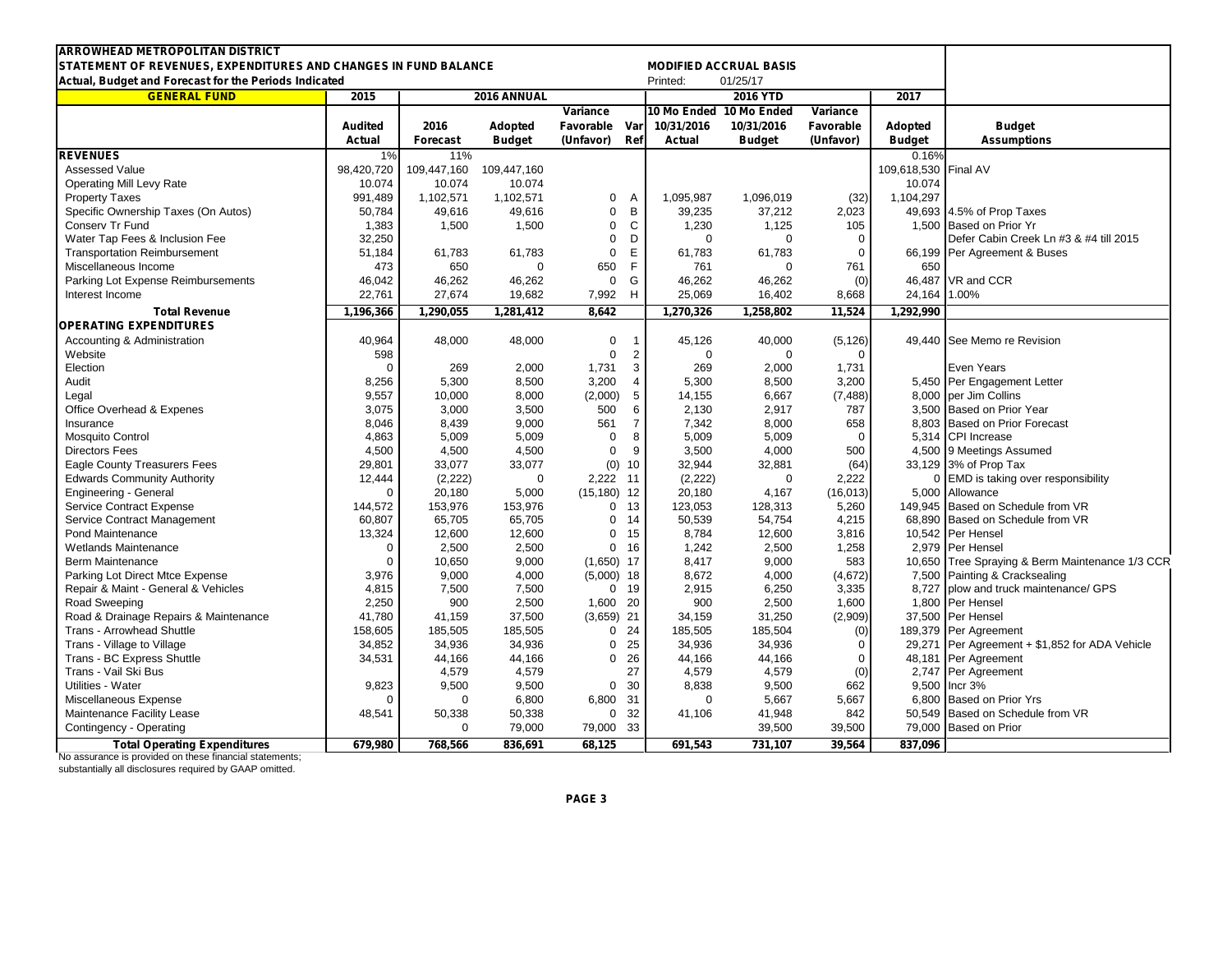**ARROWHEAD METROPOLITAN DISTRICT**
**STATEMENT OF REVENUES, EXPENDITURES AND CHANGES IN FUND BALANCE** — **MODIFIED ACCRUAL BASIS**
**Actual, Budget and Forecast for the Periods Indicated** — Printed: 01/25/17

| GENERAL FUND | 2015 | 2016 ANNUAL | | | | 2016 YTD | | | 2017 | |
|---|---|---|---|---|---|---|---|---|---|---|
| | Audited Actual | 2016 Forecast | Adopted Budget | Variance Favorable (Unfavor) | Var Ref | 10 Mo Ended 10/31/2016 Actual | 10 Mo Ended 10/31/2016 Budget | Variance Favorable (Unfavor) | Adopted Budget | Budget Assumptions |
| **REVENUES** | 1% | 11% | | | | | | | 0.16% | |
| Assessed Value | 98,420,720 | 109,447,160 | 109,447,160 | | | | | | 109,618,530 | Final AV |
| Operating Mill Levy Rate | 10.074 | 10.074 | 10.074 | | | | | | 10.074 | |
| Property Taxes | 991,489 | 1,102,571 | 1,102,571 | 0 | A | 1,095,987 | 1,096,019 | (32) | 1,104,297 | |
| Specific Ownership Taxes (On Autos) | 50,784 | 49,616 | 49,616 | 0 | B | 39,235 | 37,212 | 2,023 | 49,693 | 4.5% of Prop Taxes |
| Conserv Tr Fund | 1,383 | 1,500 | 1,500 | 0 | C | 1,230 | 1,125 | 105 | 1,500 | Based on Prior Yr |
| Water Tap Fees & Inclusion Fee | 32,250 | | | 0 | D | 0 | 0 | 0 | | Defer Cabin Creek Ln #3 & #4 till 2015 |
| Transportation Reimbursement | 51,184 | 61,783 | 61,783 | 0 | E | 61,783 | 61,783 | 0 | 66,199 | Per Agreement & Buses |
| Miscellaneous Income | 473 | 650 | 0 | 650 | F | 761 | 0 | 761 | 650 | |
| Parking Lot Expense Reimbursements | 46,042 | 46,262 | 46,262 | 0 | G | 46,262 | 46,262 | (0) | 46,487 | VR and CCR |
| Interest Income | 22,761 | 27,674 | 19,682 | 7,992 | H | 25,069 | 16,402 | 8,668 | 24,164 | 1.00% |
| **Total Revenue** | **1,196,366** | **1,290,055** | **1,281,412** | **8,642** | | **1,270,326** | **1,258,802** | **11,524** | **1,292,990** | |
| **OPERATING EXPENDITURES** | | | | | | | | | | |
| Accounting & Administration | 40,964 | 48,000 | 48,000 | 0 | 1 | 45,126 | 40,000 | (5,126) | 49,440 | See Memo re Revision |
| Website | 598 | | | 0 | 2 | 0 | 0 | 0 | | |
| Election | 0 | 269 | 2,000 | 1,731 | 3 | 269 | 2,000 | 1,731 | | Even Years |
| Audit | 8,256 | 5,300 | 8,500 | 3,200 | 4 | 5,300 | 8,500 | 3,200 | 5,450 | Per Engagement Letter |
| Legal | 9,557 | 10,000 | 8,000 | (2,000) | 5 | 14,155 | 6,667 | (7,488) | 8,000 | per Jim Collins |
| Office Overhead & Expenes | 3,075 | 3,000 | 3,500 | 500 | 6 | 2,130 | 2,917 | 787 | 3,500 | Based on Prior Year |
| Insurance | 8,046 | 8,439 | 9,000 | 561 | 7 | 7,342 | 8,000 | 658 | 8,803 | Based on Prior Forecast |
| Mosquito Control | 4,863 | 5,009 | 5,009 | 0 | 8 | 5,009 | 5,009 | 0 | 5,314 | CPI Increase |
| Directors Fees | 4,500 | 4,500 | 4,500 | 0 | 9 | 3,500 | 4,000 | 500 | 4,500 | 9 Meetings Assumed |
| Eagle County Treasurers Fees | 29,801 | 33,077 | 33,077 | (0) | 10 | 32,944 | 32,881 | (64) | 33,129 | 3% of Prop Tax |
| Edwards Community Authority | 12,444 | (2,222) | 0 | 2,222 | 11 | (2,222) | 0 | 2,222 | 0 | EMD is taking over responsibility |
| Engineering - General | 0 | 20,180 | 5,000 | (15,180) | 12 | 20,180 | 4,167 | (16,013) | 5,000 | Allowance |
| Service Contract Expense | 144,572 | 153,976 | 153,976 | 0 | 13 | 123,053 | 128,313 | 5,260 | 149,945 | Based on Schedule from VR |
| Service Contract Management | 60,807 | 65,705 | 65,705 | 0 | 14 | 50,539 | 54,754 | 4,215 | 68,890 | Based on Schedule from VR |
| Pond Maintenance | 13,324 | 12,600 | 12,600 | 0 | 15 | 8,784 | 12,600 | 3,816 | 10,542 | Per Hensel |
| Wetlands Maintenance | 0 | 2,500 | 2,500 | 0 | 16 | 1,242 | 2,500 | 1,258 | 2,979 | Per Hensel |
| Berm Maintenance | 0 | 10,650 | 9,000 | (1,650) | 17 | 8,417 | 9,000 | 583 | 10,650 | Tree Spraying & Berm Maintenance 1/3 CCR |
| Parking Lot Direct Mtce Expense | 3,976 | 9,000 | 4,000 | (5,000) | 18 | 8,672 | 4,000 | (4,672) | 7,500 | Painting & Cracksealing |
| Repair & Maint - General & Vehicles | 4,815 | 7,500 | 7,500 | 0 | 19 | 2,915 | 6,250 | 3,335 | 8,727 | plow and truck maintenance/ GPS |
| Road Sweeping | 2,250 | 900 | 2,500 | 1,600 | 20 | 900 | 2,500 | 1,600 | 1,800 | Per Hensel |
| Road & Drainage Repairs & Maintenance | 41,780 | 41,159 | 37,500 | (3,659) | 21 | 34,159 | 31,250 | (2,909) | 37,500 | Per Hensel |
| Trans - Arrowhead Shuttle | 158,605 | 185,505 | 185,505 | 0 | 24 | 185,505 | 185,504 | (0) | 189,379 | Per Agreement |
| Trans - Village to Village | 34,852 | 34,936 | 34,936 | 0 | 25 | 34,936 | 34,936 | 0 | 29,271 | Per Agreement + $1,852 for ADA Vehicle |
| Trans - BC Express Shuttle | 34,531 | 44,166 | 44,166 | 0 | 26 | 44,166 | 44,166 | 0 | 48,181 | Per Agreement |
| Trans - Vail Ski Bus | | 4,579 | 4,579 | | 27 | 4,579 | 4,579 | (0) | 2,747 | Per Agreement |
| Utilities - Water | 9,823 | 9,500 | 9,500 | 0 | 30 | 8,838 | 9,500 | 662 | 9,500 | Incr 3% |
| Miscellaneous Expense | 0 | 0 | 6,800 | 6,800 | 31 | 0 | 5,667 | 5,667 | 6,800 | Based on Prior Yrs |
| Maintenance Facility Lease | 48,541 | 50,338 | 50,338 | 0 | 32 | 41,106 | 41,948 | 842 | 50,549 | Based on Schedule from VR |
| Contingency - Operating | | 0 | 79,000 | 79,000 | 33 | | 39,500 | 39,500 | 79,000 | Based on Prior |
| **Total Operating Expenditures** | **679,980** | **768,566** | **836,691** | **68,125** | | **691,543** | **731,107** | **39,564** | **837,096** | |

No assurance is provided on these financial statements; substantially all disclosures required by GAAP omitted.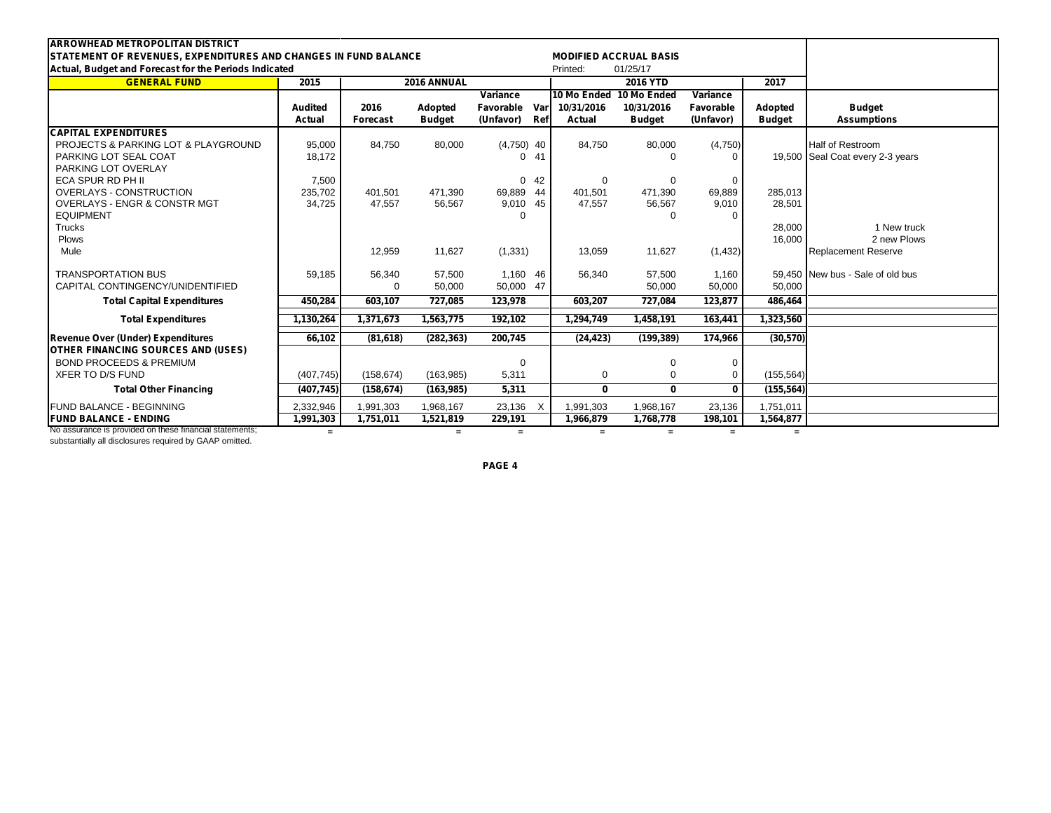**ARROWHEAD METROPOLITAN DISTRICT**
**STATEMENT OF REVENUES, EXPENDITURES AND CHANGES IN FUND BALANCE** — **MODIFIED ACCRUAL BASIS**
**Actual, Budget and Forecast for the Periods Indicated** — Printed: 01/25/17

| GENERAL FUND | 2015 | 2016 ANNUAL | | | | 2016 YTD | | | 2017 | |
|---|---|---|---|---|---|---|---|---|---|---|
| | Audited Actual | 2016 Forecast | Adopted Budget | Variance Favorable (Unfavor) | Var Ref | 10 Mo Ended 10/31/2016 Actual | 10 Mo Ended 10/31/2016 Budget | Variance Favorable (Unfavor) | Adopted Budget | Budget Assumptions |
| **CAPITAL EXPENDITURES** | | | | | | | | | | |
| PROJECTS & PARKING LOT & PLAYGROUND | 95,000 | 84,750 | 80,000 | (4,750) | 40 | 84,750 | 80,000 | (4,750) | | Half of Restroom |
| PARKING LOT SEAL COAT | 18,172 | | | 0 | 41 | | 0 | 0 | 19,500 | Seal Coat every 2-3 years |
| PARKING LOT OVERLAY | | | | | | | | | | |
| ECA SPUR RD PH II | 7,500 | | | 0 | 42 | 0 | 0 | 0 | | |
| OVERLAYS - CONSTRUCTION | 235,702 | 401,501 | 471,390 | 69,889 | 44 | 401,501 | 471,390 | 69,889 | 285,013 | |
| OVERLAYS - ENGR & CONSTR MGT | 34,725 | 47,557 | 56,567 | 9,010 | 45 | 47,557 | 56,567 | 9,010 | 28,501 | |
| EQUIPMENT | | | | 0 | | | 0 | 0 | | |
| Trucks | | | | | | | | | 28,000 | 1 New truck |
| Plows | | | | | | | | | 16,000 | 2 new Plows |
| Mule | | 12,959 | 11,627 | (1,331) | | 13,059 | 11,627 | (1,432) | | Replacement Reserve |
| TRANSPORTATION BUS | 59,185 | 56,340 | 57,500 | 1,160 | 46 | 56,340 | 57,500 | 1,160 | 59,450 | New bus - Sale of old bus |
| CAPITAL CONTINGENCY/UNIDENTIFIED | | 0 | 50,000 | 50,000 | 47 | | 50,000 | 50,000 | 50,000 | |
| **Total Capital Expenditures** | **450,284** | **603,107** | **727,085** | **123,978** | | **603,207** | **727,084** | **123,877** | **486,464** | |
| **Total Expenditures** | **1,130,264** | **1,371,673** | **1,563,775** | **192,102** | | **1,294,749** | **1,458,191** | **163,441** | **1,323,560** | |
| **Revenue Over (Under) Expenditures** | **66,102** | **(81,618)** | **(282,363)** | **200,745** | | **(24,423)** | **(199,389)** | **174,966** | **(30,570)** | |
| **OTHER FINANCING SOURCES AND (USES)** | | | | | | | | | | |
| BOND PROCEEDS & PREMIUM | | | | 0 | | | 0 | 0 | | |
| XFER TO D/S FUND | (407,745) | (158,674) | (163,985) | 5,311 | | 0 | 0 | 0 | (155,564) | |
| **Total Other Financing** | **(407,745)** | **(158,674)** | **(163,985)** | **5,311** | | **0** | **0** | **0** | **(155,564)** | |
| FUND BALANCE - BEGINNING | 2,332,946 | 1,991,303 | 1,968,167 | 23,136 | X | 1,991,303 | 1,968,167 | 23,136 | 1,751,011 | |
| **FUND BALANCE - ENDING** | **1,991,303** | **1,751,011** | **1,521,819** | **229,191** | | **1,966,879** | **1,768,778** | **198,101** | **1,564,877** | |
| | = | | = | = | | = | = | = | = | |

No assurance is provided on these financial statements; substantially all disclosures required by GAAP omitted.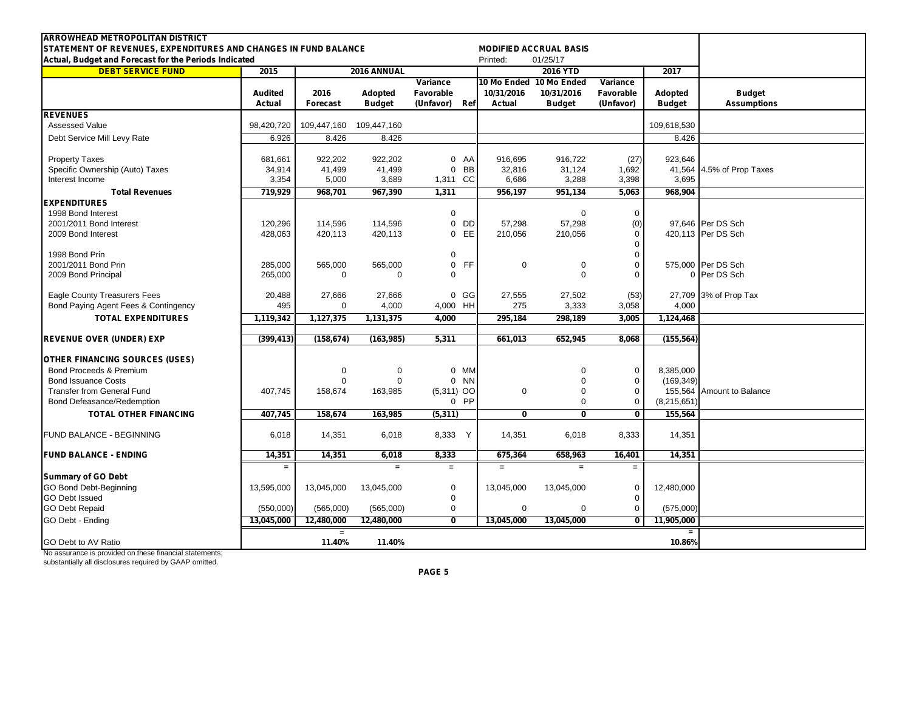**ARROWHEAD METROPOLITAN DISTRICT**
**STATEMENT OF REVENUES, EXPENDITURES AND CHANGES IN FUND BALANCE**
**Actual, Budget and Forecast for the Periods Indicated**

**MODIFIED ACCRUAL BASIS**
Printed: 01/25/17

| DEBT SERVICE FUND | 2015 | 2016 ANNUAL | | | | 2016 YTD | | | 2017 | |
|---|---|---|---|---|---|---|---|---|---|---|
| | Audited Actual | 2016 Forecast | Adopted Budget | Variance Favorable (Unfavor) | Ref | 10 Mo Ended 10/31/2016 Actual | 10 Mo Ended 10/31/2016 Budget | Variance Favorable (Unfavor) | Adopted Budget | Budget Assumptions |
| **REVENUES** | | | | | | | | | | |
| Assessed Value | 98,420,720 | 109,447,160 | 109,447,160 | | | | | | 109,618,530 | |
| Debt Service Mill Levy Rate | 6.926 | 8.426 | 8.426 | | | | | | 8.426 | |
| Property Taxes | 681,661 | 922,202 | 922,202 | 0 | AA | 916,695 | 916,722 | (27) | 923,646 | |
| Specific Ownership (Auto) Taxes | 34,914 | 41,499 | 41,499 | 0 | BB | 32,816 | 31,124 | 1,692 | 41,564 | 4.5% of Prop Taxes |
| Interest Income | 3,354 | 5,000 | 3,689 | 1,311 | CC | 6,686 | 3,288 | 3,398 | 3,695 | |
| **Total Revenues** | **719,929** | **968,701** | **967,390** | **1,311** | | **956,197** | **951,134** | **5,063** | **968,904** | |
| **EXPENDITURES** | | | | | | | | | | |
| 1998 Bond Interest | | | | 0 | | | 0 | 0 | | |
| 2001/2011 Bond Interest | 120,296 | 114,596 | 114,596 | 0 | DD | 57,298 | 57,298 | (0) | 97,646 | Per DS Sch |
| 2009 Bond Interest | 428,063 | 420,113 | 420,113 | 0 | EE | 210,056 | 210,056 | 0 | 420,113 | Per DS Sch |
| | | | | | | | | 0 | | |
| 1998 Bond Prin | | | | 0 | | | | 0 | | |
| 2001/2011 Bond Prin | 285,000 | 565,000 | 565,000 | 0 | FF | 0 | 0 | 0 | 575,000 | Per DS Sch |
| 2009 Bond Principal | 265,000 | 0 | 0 | 0 | | | 0 | 0 | 0 | Per DS Sch |
| Eagle County Treasurers Fees | 20,488 | 27,666 | 27,666 | 0 | GG | 27,555 | 27,502 | (53) | 27,709 | 3% of Prop Tax |
| Bond Paying Agent Fees & Contingency | 495 | 0 | 4,000 | 4,000 | HH | 275 | 3,333 | 3,058 | 4,000 | |
| **TOTAL EXPENDITURES** | **1,119,342** | **1,127,375** | **1,131,375** | **4,000** | | **295,184** | **298,189** | **3,005** | **1,124,468** | |
| **REVENUE OVER (UNDER) EXP** | **(399,413)** | **(158,674)** | **(163,985)** | **5,311** | | **661,013** | **652,945** | **8,068** | **(155,564)** | |
| **OTHER FINANCING SOURCES (USES)** | | | | | | | | | | |
| Bond Proceeds & Premium | | 0 | 0 | 0 | MM | | 0 | 0 | 8,385,000 | |
| Bond Issuance Costs | | 0 | 0 | 0 | NN | | 0 | 0 | (169,349) | |
| Transfer from General Fund | 407,745 | 158,674 | 163,985 | (5,311) | OO | 0 | 0 | 0 | 155,564 | Amount to Balance |
| Bond Defeasance/Redemption | | | | 0 | PP | | 0 | 0 | (8,215,651) | |
| **TOTAL OTHER FINANCING** | **407,745** | **158,674** | **163,985** | **(5,311)** | | **0** | **0** | **0** | **155,564** | |
| FUND BALANCE - BEGINNING | 6,018 | 14,351 | 6,018 | 8,333 | Y | 14,351 | 6,018 | 8,333 | 14,351 | |
| **FUND BALANCE - ENDING** | **14,351** | **14,351** | **6,018** | **8,333** | | **675,364** | **658,963** | **16,401** | **14,351** | |
| | = | | = | = | | = | = | = | | |
| **Summary of GO Debt** | | | | | | | | | | |
| GO Bond Debt-Beginning | 13,595,000 | 13,045,000 | 13,045,000 | 0 | | 13,045,000 | 13,045,000 | 0 | 12,480,000 | |
| GO Debt Issued | | | | 0 | | | | 0 | | |
| GO Debt Repaid | (550,000) | (565,000) | (565,000) | 0 | | 0 | 0 | 0 | (575,000) | |
| GO Debt - Ending | **13,045,000** | **12,480,000** | **12,480,000** | **0** | | **13,045,000** | **13,045,000** | **0** | **11,905,000** | |
| | | = | | | | | | | = | |
| GO Debt to AV Ratio | | **11.40%** | **11.40%** | | | | | | **10.86%** | |

No assurance is provided on these financial statements; substantially all disclosures required by GAAP omitted.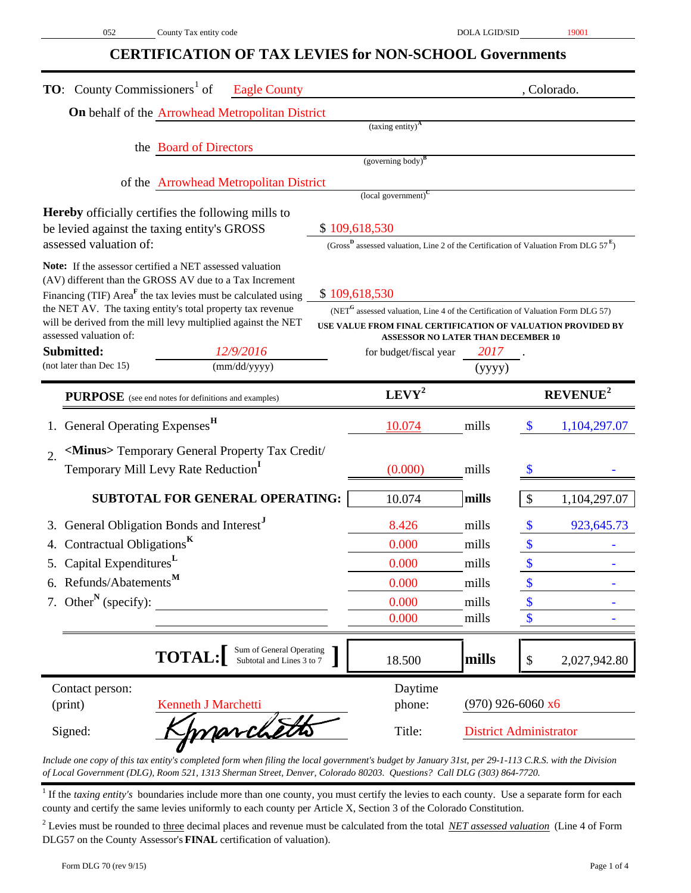052 County Tax entity code DOLA LGID/SID 19001

# CERTIFICATION OF TAX LEVIES for NON-SCHOOL Governments

**TO**: County Commissioners[1] of Eagle County, Colorado.

**On** behalf of the Arrowhead Metropolitan District
(taxing entity)[A]

the Board of Directors
(governing body)[B]

of the Arrowhead Metropolitan District
(local government)[C]

**Hereby** officially certifies the following mills to be levied against the taxing entity's GROSS assessed valuation of: $ 109,618,530
(Gross[D] assessed valuation, Line 2 of the Certification of Valuation From DLG 57[E])

**Note:** If the assessor certified a NET assessed valuation (AV) different than the GROSS AV due to a Tax Increment Financing (TIF) Area[F] the tax levies must be calculated using the NET AV. The taxing entity's total property tax revenue will be derived from the mill levy multiplied against the NET assessed valuation of: $ 109,618,530
(NET[G] assessed valuation, Line 4 of the Certification of Valuation Form DLG 57)
**USE VALUE FROM FINAL CERTIFICATION OF VALUATION PROVIDED BY ASSESSOR NO LATER THAN DECEMBER 10**

**Submitted:** *12/9/2016* for budget/fiscal year 2017.
(not later than Dec 15) (mm/dd/yyyy) (yyyy)

| PURPOSE (see end notes for definitions and examples) | LEVY[2] | | REVENUE[2] |
|---|---|---|---|
| 1. General Operating Expenses[H] | 10.074 | mills | $ 1,104,297.07 |
| 2. <Minus> Temporary General Property Tax Credit/ Temporary Mill Levy Rate Reduction[I] | (0.000) | mills | $ - |
| **SUBTOTAL FOR GENERAL OPERATING:** | 10.074 | **mills** | $ 1,104,297.07 |
| 3. General Obligation Bonds and Interest[J] | 8.426 | mills | $ 923,645.73 |
| 4. Contractual Obligations[K] | 0.000 | mills | $ - |
| 5. Capital Expenditures[L] | 0.000 | mills | $ - |
| 6. Refunds/Abatements[M] | 0.000 | mills | $ - |
| 7. Other[N] (specify): | 0.000 | mills | $ - |
| | 0.000 | mills | $ - |
| **TOTAL:** [Sum of General Operating Subtotal and Lines 3 to 7] | 18.500 | **mills** | $ 2,027,942.80 |

Contact person: (print) Kenneth J Marchetti — Daytime phone: (970) 926-6060 x6

Signed: Kjmarchetti — Title: District Administrator

*Include one copy of this tax entity's completed form when filing the local government's budget by January 31st, per 29-1-113 C.R.S. with the Division of Local Government (DLG), Room 521, 1313 Sherman Street, Denver, Colorado 80203. Questions? Call DLG (303) 864-7720.*

[1] If the *taxing entity's* boundaries include more than one county, you must certify the levies to each county. Use a separate form for each county and certify the same levies uniformly to each county per Article X, Section 3 of the Colorado Constitution.

[2] Levies must be rounded to three decimal places and revenue must be calculated from the total *NET assessed valuation* (Line 4 of Form DLG57 on the County Assessor's **FINAL** certification of valuation).

Form DLG 70 (rev 9/15)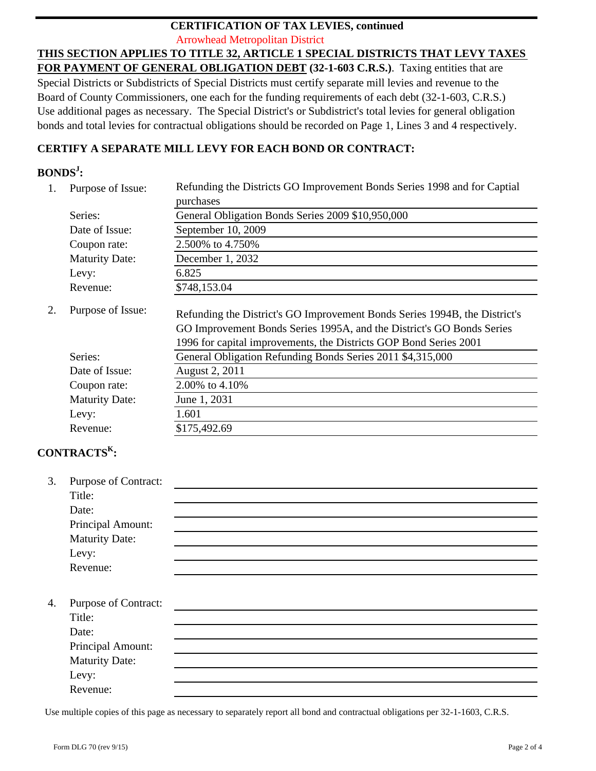## CERTIFICATION OF TAX LEVIES, continued

Arrowhead Metropolitan District

**THIS SECTION APPLIES TO TITLE 32, ARTICLE 1 SPECIAL DISTRICTS THAT LEVY TAXES FOR PAYMENT OF GENERAL OBLIGATION DEBT (32-1-603 C.R.S.)**. Taxing entities that are Special Districts or Subdistricts of Special Districts must certify separate mill levies and revenue to the Board of County Commissioners, one each for the funding requirements of each debt (32-1-603, C.R.S.) Use additional pages as necessary. The Special District's or Subdistrict's total levies for general obligation bonds and total levies for contractual obligations should be recorded on Page 1, Lines 3 and 4 respectively.

### CERTIFY A SEPARATE MILL LEVY FOR EACH BOND OR CONTRACT:

### BONDS[J]:

1. Purpose of Issue: Refunding the Districts GO Improvement Bonds Series 1998 and for Captial purchases
   - Series: General Obligation Bonds Series 2009 $10,950,000
   - Date of Issue: September 10, 2009
   - Coupon rate: 2.500% to 4.750%
   - Maturity Date: December 1, 2032
   - Levy: 6.825
   - Revenue: $748,153.04

2. Purpose of Issue: Refunding the District's GO Improvement Bonds Series 1994B, the District's GO Improvement Bonds Series 1995A, and the District's GO Bonds Series 1996 for capital improvements, the Districts GOP Bond Series 2001
   - Series: General Obligation Refunding Bonds Series 2011 $4,315,000
   - Date of Issue: August 2, 2011
   - Coupon rate: 2.00% to 4.10%
   - Maturity Date: June 1, 2031
   - Levy: 1.601
   - Revenue: $175,492.69

### CONTRACTS[K]:

3. Purpose of Contract:
   - Title:
   - Date:
   - Principal Amount:
   - Maturity Date:
   - Levy:
   - Revenue:

4. Purpose of Contract:
   - Title:
   - Date:
   - Principal Amount:
   - Maturity Date:
   - Levy:
   - Revenue:

Use multiple copies of this page as necessary to separately report all bond and contractual obligations per 32-1-1603, C.R.S.

Form DLG 70 (rev 9/15)